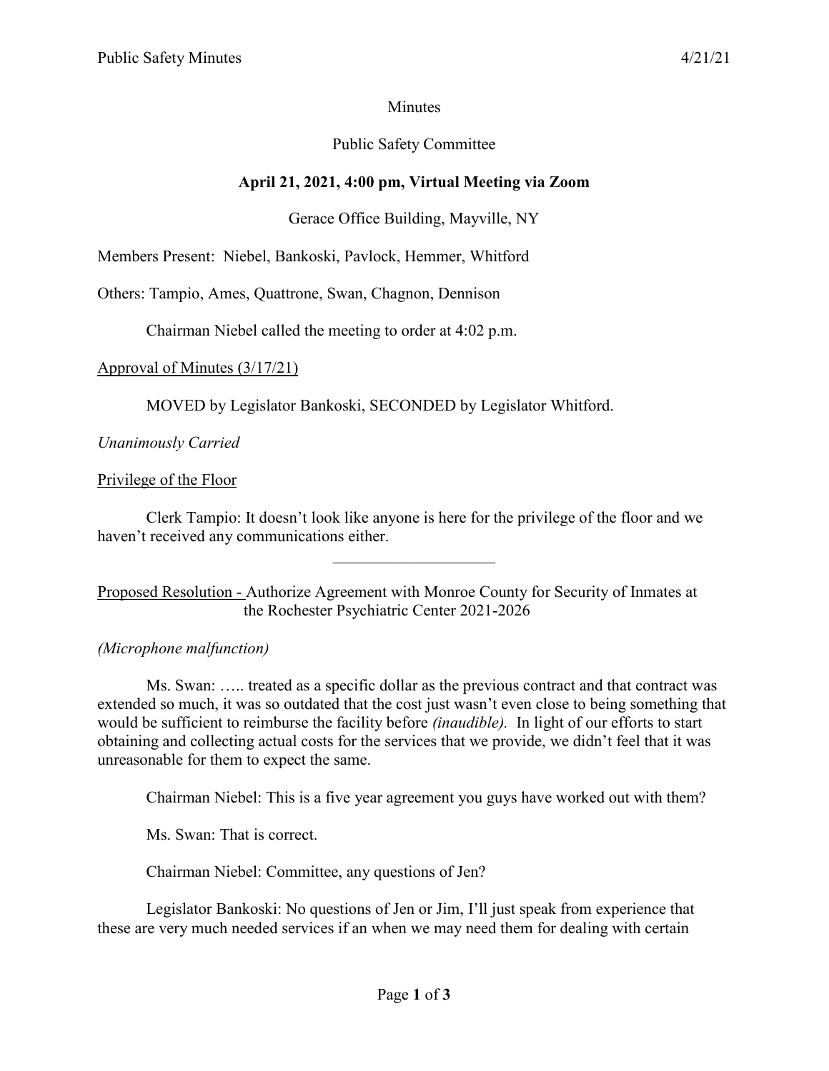Minutes

Public Safety Committee

**April 21, 2021, 4:00 pm, Virtual Meeting via Zoom**

Gerace Office Building, Mayville, NY

Members Present: Niebel, Bankoski, Pavlock, Hemmer, Whitford

Others: Tampio, Ames, Quattrone, Swan, Chagnon, Dennison

Chairman Niebel called the meeting to order at 4:02 p.m.

Approval of Minutes (3/17/21)

MOVED by Legislator Bankoski, SECONDED by Legislator Whitford.

*Unanimously Carried*

Privilege of the Floor

Clerk Tampio: It doesn't look like anyone is here for the privilege of the floor and we haven't received any communications either.

---

Proposed Resolution - Authorize Agreement with Monroe County for Security of Inmates at the Rochester Psychiatric Center 2021-2026

*(Microphone malfunction)*

Ms. Swan: ….. treated as a specific dollar as the previous contract and that contract was extended so much, it was so outdated that the cost just wasn't even close to being something that would be sufficient to reimburse the facility before *(inaudible)*. In light of our efforts to start obtaining and collecting actual costs for the services that we provide, we didn't feel that it was unreasonable for them to expect the same.

Chairman Niebel: This is a five year agreement you guys have worked out with them?

Ms. Swan: That is correct.

Chairman Niebel: Committee, any questions of Jen?

Legislator Bankoski: No questions of Jen or Jim, I'll just speak from experience that these are very much needed services if an when we may need them for dealing with certain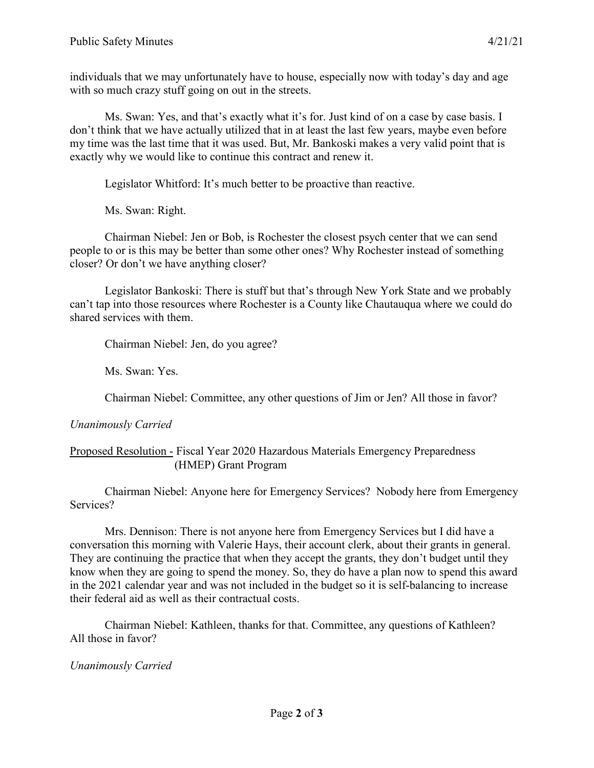individuals that we may unfortunately have to house, especially now with today's day and age with so much crazy stuff going on out in the streets.

Ms. Swan: Yes, and that's exactly what it's for. Just kind of on a case by case basis. I don't think that we have actually utilized that in at least the last few years, maybe even before my time was the last time that it was used. But, Mr. Bankoski makes a very valid point that is exactly why we would like to continue this contract and renew it.

Legislator Whitford: It's much better to be proactive than reactive.

Ms. Swan: Right.

Chairman Niebel: Jen or Bob, is Rochester the closest psych center that we can send people to or is this may be better than some other ones? Why Rochester instead of something closer? Or don't we have anything closer?

Legislator Bankoski: There is stuff but that's through New York State and we probably can't tap into those resources where Rochester is a County like Chautauqua where we could do shared services with them.

Chairman Niebel: Jen, do you agree?

Ms. Swan: Yes.

Chairman Niebel: Committee, any other questions of Jim or Jen? All those in favor?

*Unanimously Carried*

<u>Proposed Resolution -</u> Fiscal Year 2020 Hazardous Materials Emergency Preparedness (HMEP) Grant Program

Chairman Niebel: Anyone here for Emergency Services? Nobody here from Emergency Services?

Mrs. Dennison: There is not anyone here from Emergency Services but I did have a conversation this morning with Valerie Hays, their account clerk, about their grants in general. They are continuing the practice that when they accept the grants, they don't budget until they know when they are going to spend the money. So, they do have a plan now to spend this award in the 2021 calendar year and was not included in the budget so it is self-balancing to increase their federal aid as well as their contractual costs.

Chairman Niebel: Kathleen, thanks for that. Committee, any questions of Kathleen? All those in favor?

*Unanimously Carried*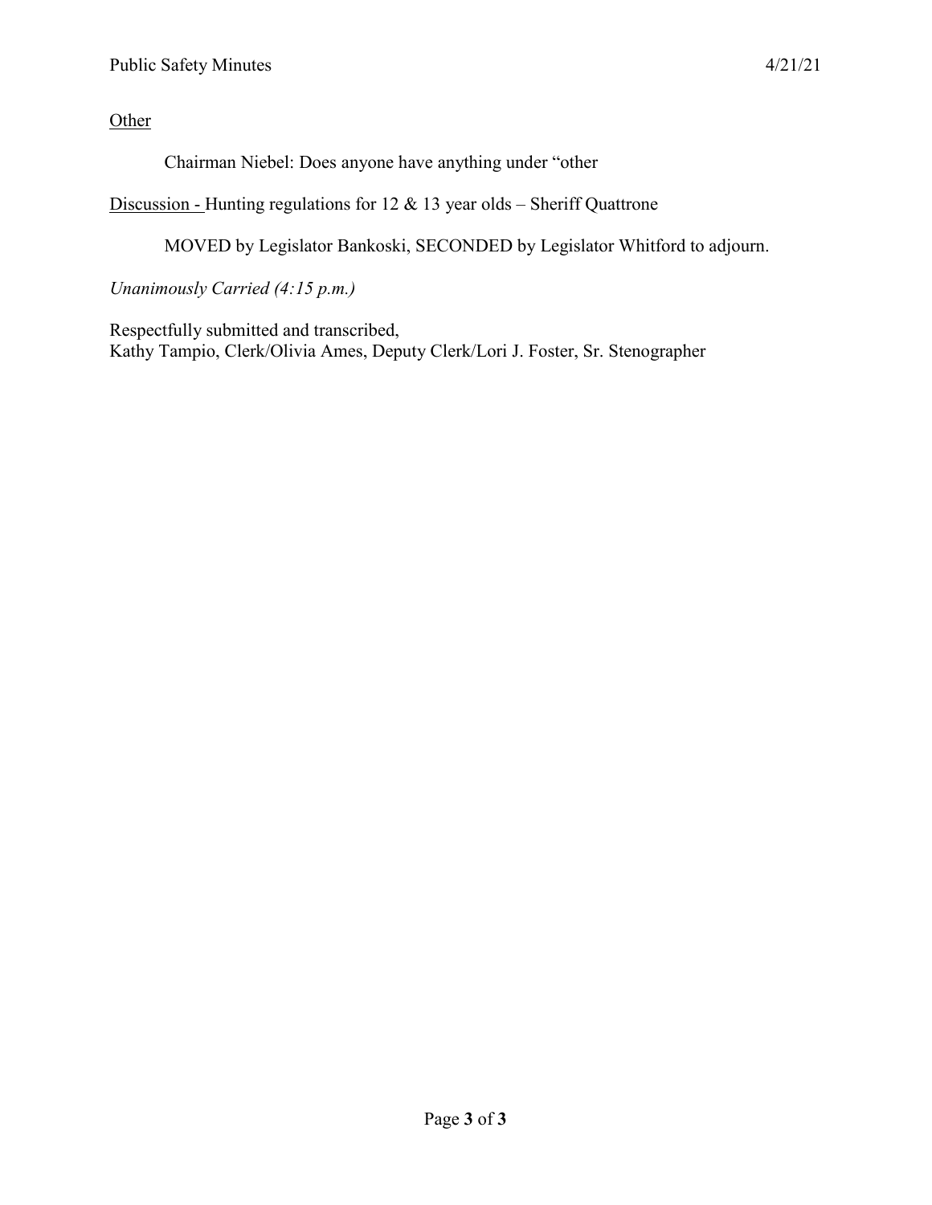Other

Chairman Niebel: Does anyone have anything under "other

Discussion - Hunting regulations for 12 & 13 year olds – Sheriff Quattrone

MOVED by Legislator Bankoski, SECONDED by Legislator Whitford to adjourn.

*Unanimously Carried (4:15 p.m.)*

Respectfully submitted and transcribed,
Kathy Tampio, Clerk/Olivia Ames, Deputy Clerk/Lori J. Foster, Sr. Stenographer